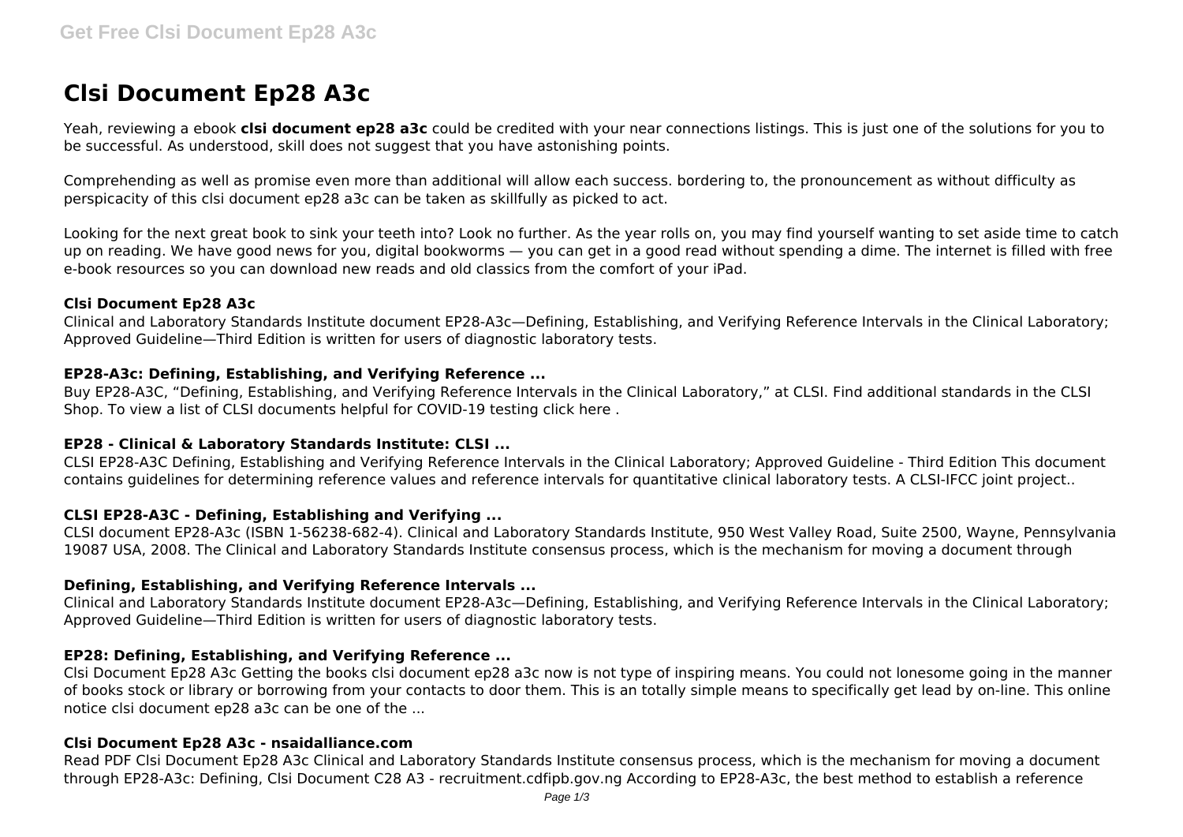# Clsi Document Ep28 A3c

Yeah, reviewing a ebook **clsi document ep28 a3c** could be credited with your near connections listings. This is just one of the solutions for you to be successful. As understood, skill does not suggest that you have astonishing points.

Comprehending as well as promise even more than additional will allow each success. bordering to, the pronouncement as without difficulty as perspicacity of this clsi document ep28 a3c can be taken as skillfully as picked to act.

Looking for the next great book to sink your teeth into? Look no further. As the year rolls on, you may find yourself wanting to set aside time to catch up on reading. We have good news for you, digital bookworms — you can get in a good read without spending a dime. The internet is filled with free e-book resources so you can download new reads and old classics from the comfort of your iPad.

### Clsi Document Ep28 A3c

Clinical and Laboratory Standards Institute document EP28-A3c—Defining, Establishing, and Verifying Reference Intervals in the Clinical Laboratory; Approved Guideline—Third Edition is written for users of diagnostic laboratory tests.

### EP28-A3c: Defining, Establishing, and Verifying Reference ...

Buy EP28-A3C, "Defining, Establishing, and Verifying Reference Intervals in the Clinical Laboratory," at CLSI. Find additional standards in the CLSI Shop. To view a list of CLSI documents helpful for COVID-19 testing click here .

### EP28 - Clinical & Laboratory Standards Institute: CLSI ...

CLSI EP28-A3C Defining, Establishing and Verifying Reference Intervals in the Clinical Laboratory; Approved Guideline - Third Edition This document contains guidelines for determining reference values and reference intervals for quantitative clinical laboratory tests. A CLSI-IFCC joint project..

### CLSI EP28-A3C - Defining, Establishing and Verifying ...

CLSI document EP28-A3c (ISBN 1-56238-682-4). Clinical and Laboratory Standards Institute, 950 West Valley Road, Suite 2500, Wayne, Pennsylvania 19087 USA, 2008. The Clinical and Laboratory Standards Institute consensus process, which is the mechanism for moving a document through

### Defining, Establishing, and Verifying Reference Intervals ...

Clinical and Laboratory Standards Institute document EP28-A3c—Defining, Establishing, and Verifying Reference Intervals in the Clinical Laboratory; Approved Guideline—Third Edition is written for users of diagnostic laboratory tests.

### EP28: Defining, Establishing, and Verifying Reference ...

Clsi Document Ep28 A3c Getting the books clsi document ep28 a3c now is not type of inspiring means. You could not lonesome going in the manner of books stock or library or borrowing from your contacts to door them. This is an totally simple means to specifically get lead by on-line. This online notice clsi document ep28 a3c can be one of the ...

### Clsi Document Ep28 A3c - nsaidalliance.com

Read PDF Clsi Document Ep28 A3c Clinical and Laboratory Standards Institute consensus process, which is the mechanism for moving a document through EP28-A3c: Defining, Clsi Document C28 A3 - recruitment.cdfipb.gov.ng According to EP28-A3c, the best method to establish a reference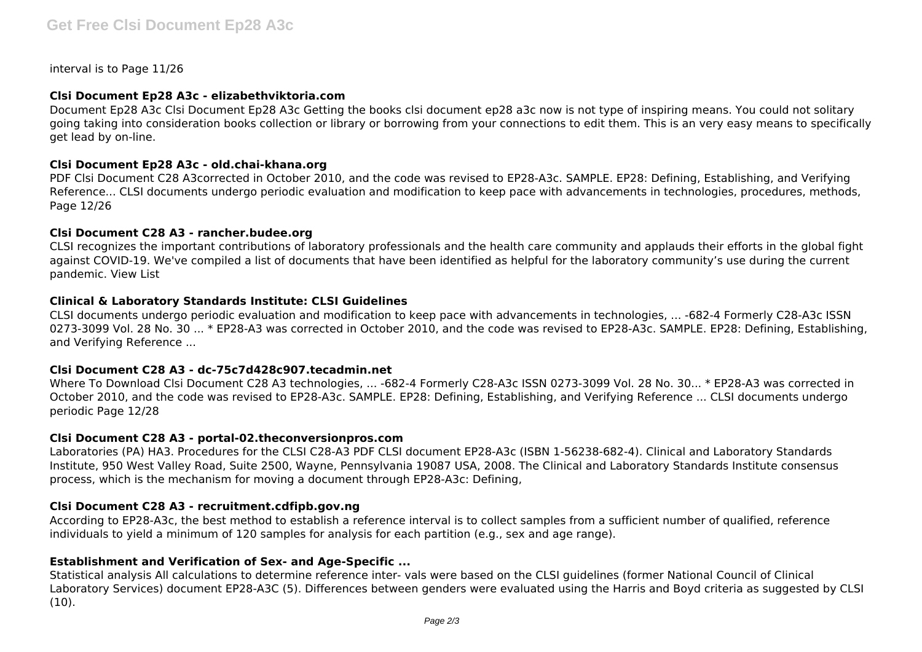interval is to Page 11/26

### Clsi Document Ep28 A3c - elizabethviktoria.com

Document Ep28 A3c Clsi Document Ep28 A3c Getting the books clsi document ep28 a3c now is not type of inspiring means. You could not solitary going taking into consideration books collection or library or borrowing from your connections to edit them. This is an very easy means to specifically get lead by on-line.

### Clsi Document Ep28 A3c - old.chai-khana.org

PDF Clsi Document C28 A3corrected in October 2010, and the code was revised to EP28-A3c. SAMPLE. EP28: Defining, Establishing, and Verifying Reference... CLSI documents undergo periodic evaluation and modification to keep pace with advancements in technologies, procedures, methods, Page 12/26

### Clsi Document C28 A3 - rancher.budee.org

CLSI recognizes the important contributions of laboratory professionals and the health care community and applauds their efforts in the global fight against COVID-19. We've compiled a list of documents that have been identified as helpful for the laboratory community's use during the current pandemic. View List

### Clinical & Laboratory Standards Institute: CLSI Guidelines

CLSI documents undergo periodic evaluation and modification to keep pace with advancements in technologies, ... -682-4 Formerly C28-A3c ISSN 0273-3099 Vol. 28 No. 30 ... * EP28-A3 was corrected in October 2010, and the code was revised to EP28-A3c. SAMPLE. EP28: Defining, Establishing, and Verifying Reference ...

### Clsi Document C28 A3 - dc-75c7d428c907.tecadmin.net

Where To Download Clsi Document C28 A3 technologies, ... -682-4 Formerly C28-A3c ISSN 0273-3099 Vol. 28 No. 30... * EP28-A3 was corrected in October 2010, and the code was revised to EP28-A3c. SAMPLE. EP28: Defining, Establishing, and Verifying Reference ... CLSI documents undergo periodic Page 12/28

### Clsi Document C28 A3 - portal-02.theconversionpros.com

Laboratories (PA) HA3. Procedures for the CLSI C28-A3 PDF CLSI document EP28-A3c (ISBN 1-56238-682-4). Clinical and Laboratory Standards Institute, 950 West Valley Road, Suite 2500, Wayne, Pennsylvania 19087 USA, 2008. The Clinical and Laboratory Standards Institute consensus process, which is the mechanism for moving a document through EP28-A3c: Defining,

### Clsi Document C28 A3 - recruitment.cdfipb.gov.ng

According to EP28-A3c, the best method to establish a reference interval is to collect samples from a sufficient number of qualified, reference individuals to yield a minimum of 120 samples for analysis for each partition (e.g., sex and age range).

### Establishment and Verification of Sex- and Age-Specific ...

Statistical analysis All calculations to determine reference inter- vals were based on the CLSI guidelines (former National Council of Clinical Laboratory Services) document EP28-A3C (5). Differences between genders were evaluated using the Harris and Boyd criteria as suggested by CLSI (10).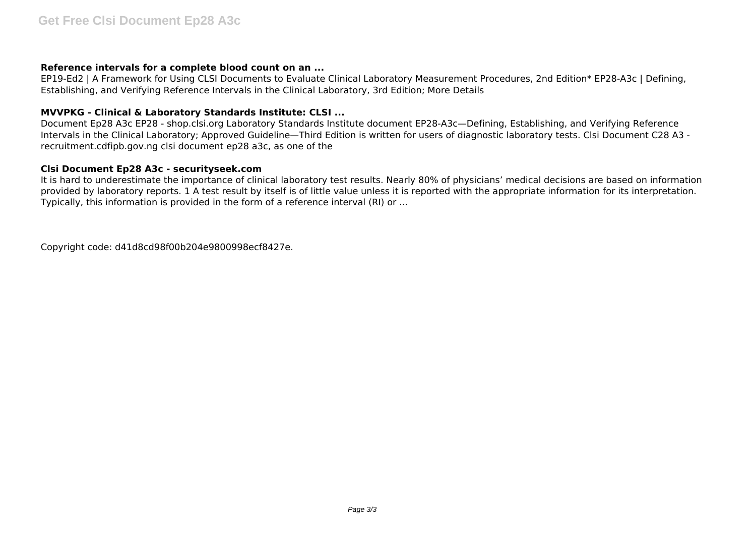**Reference intervals for a complete blood count on an ...**

EP19-Ed2 | A Framework for Using CLSI Documents to Evaluate Clinical Laboratory Measurement Procedures, 2nd Edition* EP28-A3c | Defining, Establishing, and Verifying Reference Intervals in the Clinical Laboratory, 3rd Edition; More Details

**MVVPKG - Clinical & Laboratory Standards Institute: CLSI ...**

Document Ep28 A3c EP28 - shop.clsi.org Laboratory Standards Institute document EP28-A3c—Defining, Establishing, and Verifying Reference Intervals in the Clinical Laboratory; Approved Guideline—Third Edition is written for users of diagnostic laboratory tests. Clsi Document C28 A3 - recruitment.cdfipb.gov.ng clsi document ep28 a3c, as one of the

**Clsi Document Ep28 A3c - securityseek.com**

It is hard to underestimate the importance of clinical laboratory test results. Nearly 80% of physicians' medical decisions are based on information provided by laboratory reports. 1 A test result by itself is of little value unless it is reported with the appropriate information for its interpretation. Typically, this information is provided in the form of a reference interval (RI) or ...

Copyright code: d41d8cd98f00b204e9800998ecf8427e.